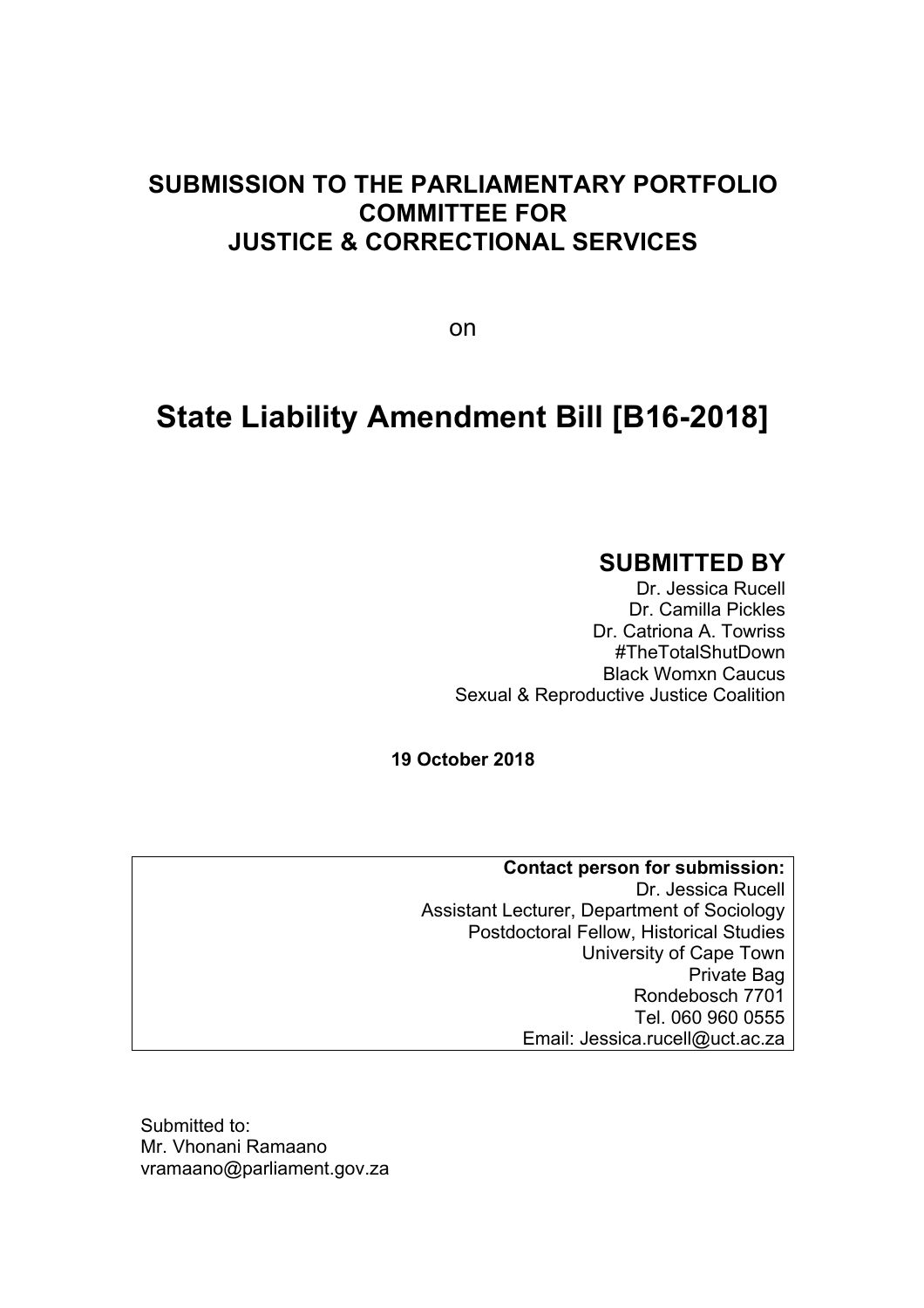# SUBMISSION TO THE PARLIAMENTARY PORTFOLIO COMMITTEE FOR JUSTICE & CORRECTIONAL SERVICES

on

# State Liability Amendment Bill [B16-2018]

## SUBMITTED BY

Dr. Jessica Rucell
Dr. Camilla Pickles
Dr. Catriona A. Towriss
#TheTotalShutDown
Black Womxn Caucus
Sexual & Reproductive Justice Coalition

**19 October 2018**

**Contact person for submission:**
Dr. Jessica Rucell
Assistant Lecturer, Department of Sociology
Postdoctoral Fellow, Historical Studies
University of Cape Town
Private Bag
Rondebosch 7701
Tel. 060 960 0555
Email: Jessica.rucell@uct.ac.za

Submitted to:
Mr. Vhonani Ramaano
vramaano@parliament.gov.za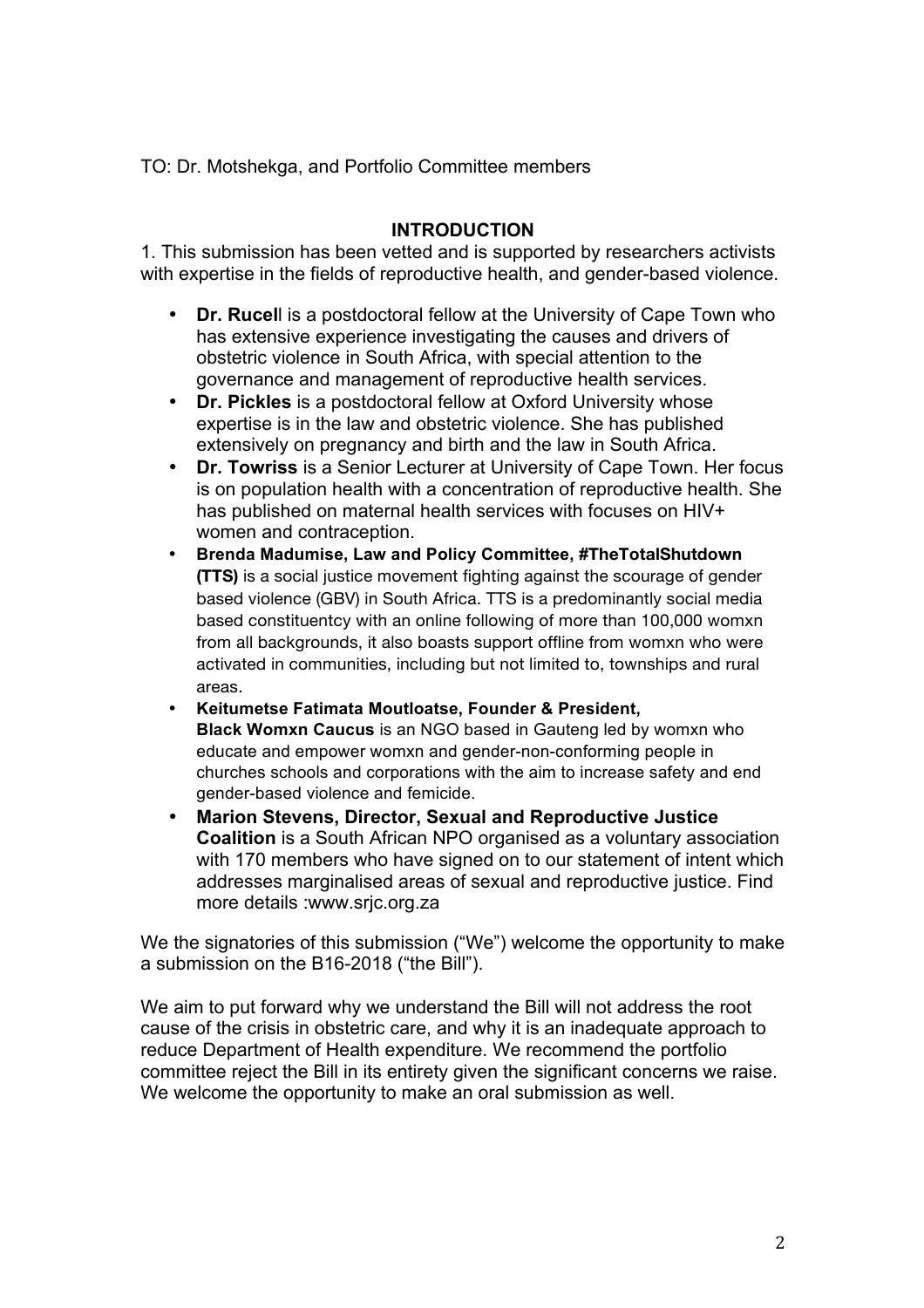TO: Dr. Motshekga, and Portfolio Committee members

## INTRODUCTION

1. This submission has been vetted and is supported by researchers activists with expertise in the fields of reproductive health, and gender-based violence.

- **Dr. Rucell** is a postdoctoral fellow at the University of Cape Town who has extensive experience investigating the causes and drivers of obstetric violence in South Africa, with special attention to the governance and management of reproductive health services.
- **Dr. Pickles** is a postdoctoral fellow at Oxford University whose expertise is in the law and obstetric violence. She has published extensively on pregnancy and birth and the law in South Africa.
- **Dr. Towriss** is a Senior Lecturer at University of Cape Town. Her focus is on population health with a concentration of reproductive health. She has published on maternal health services with focuses on HIV+ women and contraception.
- **Brenda Madumise, Law and Policy Committee, #TheTotalShutdown (TTS)** is a social justice movement fighting against the scourage of gender based violence (GBV) in South Africa. TTS is a predominantly social media based constituentcy with an online following of more than 100,000 womxn from all backgrounds, it also boasts support offline from womxn who were activated in communities, including but not limited to, townships and rural areas.
- **Keitumetse Fatimata Moutloatse, Founder & President, Black Womxn Caucus** is an NGO based in Gauteng led by womxn who educate and empower womxn and gender-non-conforming people in churches schools and corporations with the aim to increase safety and end gender-based violence and femicide.
- **Marion Stevens, Director, Sexual and Reproductive Justice Coalition** is a South African NPO organised as a voluntary association with 170 members who have signed on to our statement of intent which addresses marginalised areas of sexual and reproductive justice. Find more details :www.srjc.org.za

We the signatories of this submission ("We") welcome the opportunity to make a submission on the B16-2018 ("the Bill").

We aim to put forward why we understand the Bill will not address the root cause of the crisis in obstetric care, and why it is an inadequate approach to reduce Department of Health expenditure. We recommend the portfolio committee reject the Bill in its entirety given the significant concerns we raise. We welcome the opportunity to make an oral submission as well.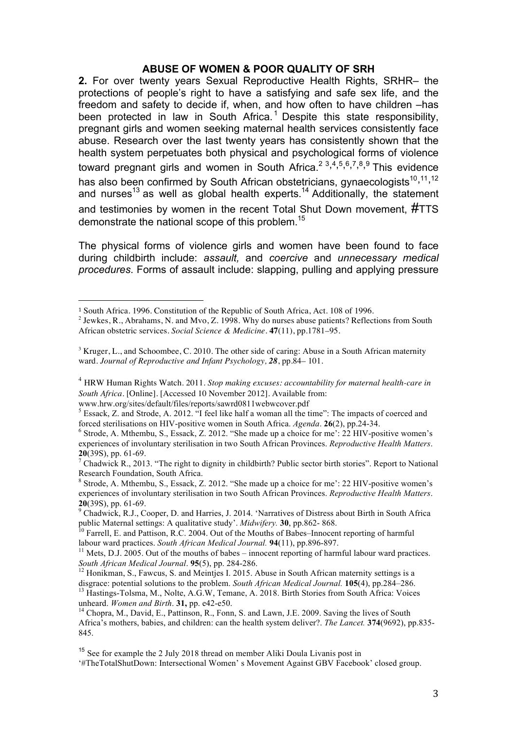## ABUSE OF WOMEN & POOR QUALITY OF SRH

**2.** For over twenty years Sexual Reproductive Health Rights, SRHR– the protections of people's right to have a satisfying and safe sex life, and the freedom and safety to decide if, when, and how often to have children –has been protected in law in South Africa.[1] Despite this state responsibility, pregnant girls and women seeking maternal health services consistently face abuse. Research over the last twenty years has consistently shown that the health system perpetuates both physical and psychological forms of violence toward pregnant girls and women in South Africa.[2,3,4,5,6,7,8,9] This evidence has also been confirmed by South African obstetricians, gynaecologists[10,11,12] and nurses[13] as well as global health experts.[14] Additionally, the statement and testimonies by women in the recent Total Shut Down movement, #TTS demonstrate the national scope of this problem.[15]

The physical forms of violence girls and women have been found to face during childbirth include: *assault,* and *coercive* and *unnecessary medical procedures*. Forms of assault include: slapping, pulling and applying pressure

---

[1] South Africa. 1996. Constitution of the Republic of South Africa, Act. 108 of 1996.

[2] Jewkes, R., Abrahams, N. and Mvo, Z. 1998. Why do nurses abuse patients? Reflections from South African obstetric services. *Social Science & Medicine*. **47**(11), pp.1781–95.

[3] Kruger, L., and Schoombee, C. 2010. The other side of caring: Abuse in a South African maternity ward. *Journal of Reproductive and Infant Psychology, 28*, pp.84– 101.

[4] HRW Human Rights Watch. 2011. *Stop making excuses: accountability for maternal health-care in South Africa*. [Online]. [Accessed 10 November 2012]. Available from: www.hrw.org/sites/default/files/reports/sawrd0811webwcover.pdf

[5] Essack, Z. and Strode, A. 2012. "I feel like half a woman all the time": The impacts of coerced and forced sterilisations on HIV-positive women in South Africa. *Agenda*. **26**(2), pp.24-34.

[6] Strode, A. Mthembu, S., Essack, Z. 2012. "She made up a choice for me': 22 HIV-positive women's experiences of involuntary sterilisation in two South African Provinces. *Reproductive Health Matters*. **20**(39S), pp. 61-69.

[7] Chadwick R., 2013. "The right to dignity in childbirth? Public sector birth stories". Report to National Research Foundation, South Africa.

[8] Strode, A. Mthembu, S., Essack, Z. 2012. "She made up a choice for me': 22 HIV-positive women's experiences of involuntary sterilisation in two South African Provinces. *Reproductive Health Matters*. **20**(39S), pp. 61-69.

[9] Chadwick, R.J., Cooper, D. and Harries, J. 2014. 'Narratives of Distress about Birth in South Africa public Maternal settings: A qualitative study'. *Midwifery.* **30**, pp.862- 868.

[10] Farrell, E. and Pattison, R.C. 2004. Out of the Mouths of Babes–Innocent reporting of harmful labour ward practices. *South African Medical Journal.* **94**(11), pp.896-897.

[11] Mets, D.J. 2005. Out of the mouths of babes – innocent reporting of harmful labour ward practices. *South African Medical Journal*. **95**(5), pp. 284-286.

[12] Honikman, S., Fawcus, S. and Meintjes I. 2015. Abuse in South African maternity settings is a disgrace: potential solutions to the problem. *South African Medical Journal.* **105**(4), pp.284–286.

[13] Hastings-Tolsma, M., Nolte, A.G.W, Temane, A. 2018. Birth Stories from South Africa: Voices unheard. *Women and Birth*. **31,** pp. e42-e50.

[14] Chopra, M., David, E., Pattinson, R., Fonn, S. and Lawn, J.E. 2009. Saving the lives of South Africa's mothers, babies, and children: can the health system deliver?. *The Lancet.* **374**(9692), pp.835-845.

[15] See for example the 2 July 2018 thread on member Aliki Doula Livanis post in '#TheTotalShutDown: Intersectional Women' s Movement Against GBV Facebook' closed group.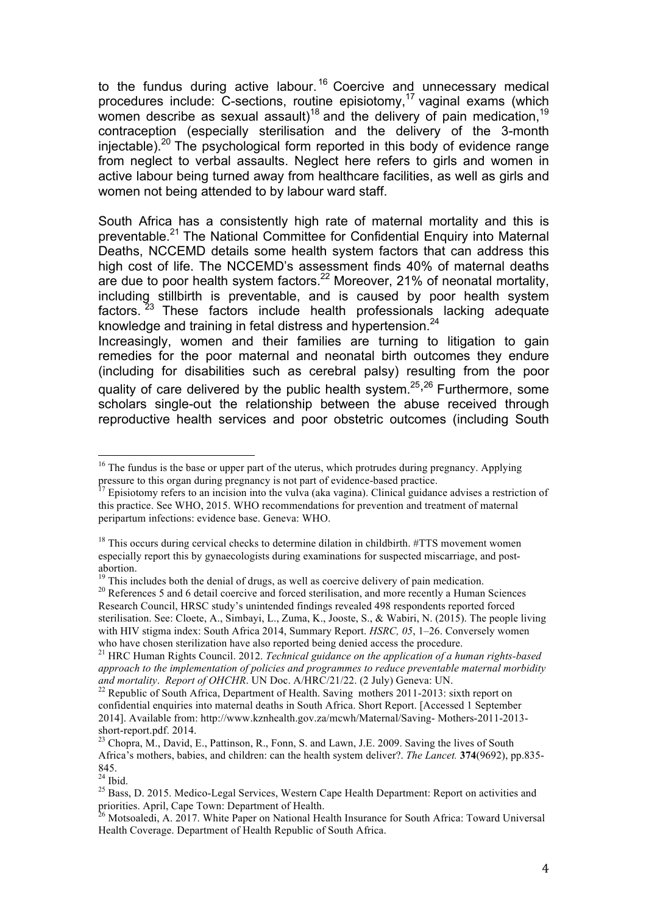to the fundus during active labour.[16] Coercive and unnecessary medical procedures include: C-sections, routine episiotomy,[17] vaginal exams (which women describe as sexual assault)[18] and the delivery of pain medication,[19] contraception (especially sterilisation and the delivery of the 3-month injectable).[20] The psychological form reported in this body of evidence range from neglect to verbal assaults. Neglect here refers to girls and women in active labour being turned away from healthcare facilities, as well as girls and women not being attended to by labour ward staff.

South Africa has a consistently high rate of maternal mortality and this is preventable.[21] The National Committee for Confidential Enquiry into Maternal Deaths, NCCEMD details some health system factors that can address this high cost of life. The NCCEMD's assessment finds 40% of maternal deaths are due to poor health system factors.[22] Moreover, 21% of neonatal mortality, including stillbirth is preventable, and is caused by poor health system factors.[23] These factors include health professionals lacking adequate knowledge and training in fetal distress and hypertension.[24]

Increasingly, women and their families are turning to litigation to gain remedies for the poor maternal and neonatal birth outcomes they endure (including for disabilities such as cerebral palsy) resulting from the poor quality of care delivered by the public health system.[25],[26] Furthermore, some scholars single-out the relationship between the abuse received through reproductive health services and poor obstetric outcomes (including South

---

[16] The fundus is the base or upper part of the uterus, which protrudes during pregnancy. Applying pressure to this organ during pregnancy is not part of evidence-based practice.

[17] Episiotomy refers to an incision into the vulva (aka vagina). Clinical guidance advises a restriction of this practice. See WHO, 2015. WHO recommendations for prevention and treatment of maternal peripartum infections: evidence base. Geneva: WHO.

[18] This occurs during cervical checks to determine dilation in childbirth. #TTS movement women especially report this by gynaecologists during examinations for suspected miscarriage, and post-abortion.

[19] This includes both the denial of drugs, as well as coercive delivery of pain medication.

[20] References 5 and 6 detail coercive and forced sterilisation, and more recently a Human Sciences Research Council, HRSC study's unintended findings revealed 498 respondents reported forced sterilisation. See: Cloete, A., Simbayi, L., Zuma, K., Jooste, S., & Wabiri, N. (2015). The people living with HIV stigma index: South Africa 2014, Summary Report. *HSRC, 05*, 1–26. Conversely women who have chosen sterilization have also reported being denied access the procedure.

[21] HRC Human Rights Council. 2012. *Technical guidance on the application of a human rights-based approach to the implementation of policies and programmes to reduce preventable maternal morbidity and mortality*. *Report of OHCHR*. UN Doc. A/HRC/21/22. (2 July) Geneva: UN.

[22] Republic of South Africa, Department of Health. Saving mothers 2011-2013: sixth report on confidential enquiries into maternal deaths in South Africa. Short Report. [Accessed 1 September 2014]. Available from: http://www.kznhealth.gov.za/mcwh/Maternal/Saving- Mothers-2011-2013-short-report.pdf. 2014.

[23] Chopra, M., David, E., Pattinson, R., Fonn, S. and Lawn, J.E. 2009. Saving the lives of South Africa's mothers, babies, and children: can the health system deliver?. *The Lancet.* **374**(9692), pp.835-845.

[24] Ibid.

[25] Bass, D. 2015. Medico-Legal Services, Western Cape Health Department: Report on activities and priorities. April, Cape Town: Department of Health.

[26] Motsoaledi, A. 2017. White Paper on National Health Insurance for South Africa: Toward Universal Health Coverage. Department of Health Republic of South Africa.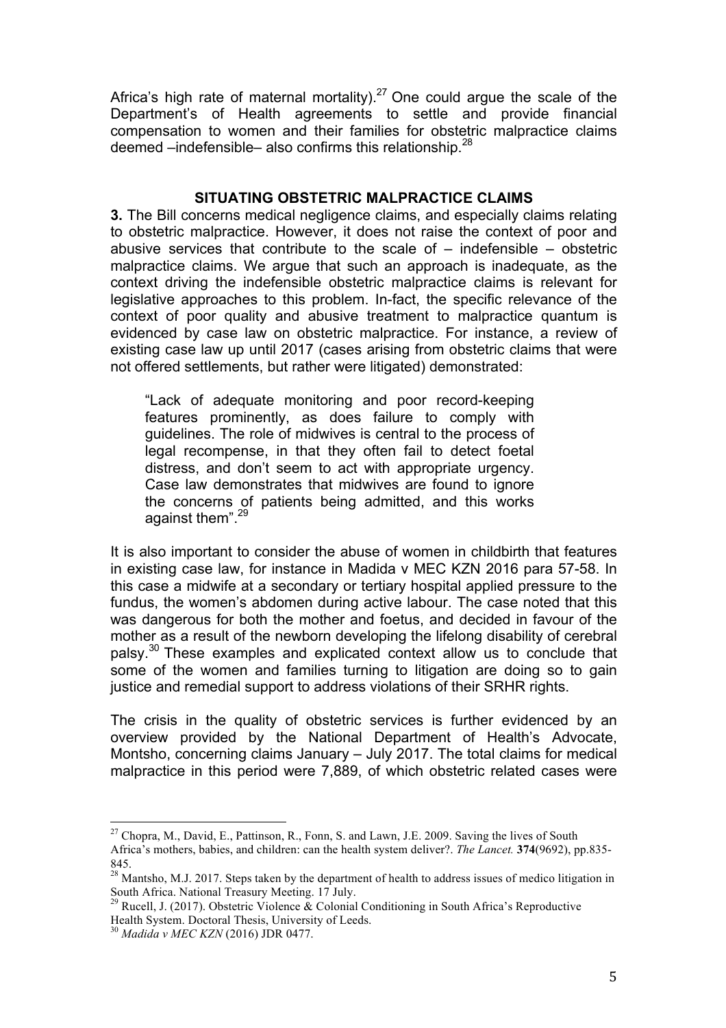Africa's high rate of maternal mortality).[27] One could argue the scale of the Department's of Health agreements to settle and provide financial compensation to women and their families for obstetric malpractice claims deemed –indefensible– also confirms this relationship.[28]

## SITUATING OBSTETRIC MALPRACTICE CLAIMS

**3.** The Bill concerns medical negligence claims, and especially claims relating to obstetric malpractice. However, it does not raise the context of poor and abusive services that contribute to the scale of – indefensible – obstetric malpractice claims. We argue that such an approach is inadequate, as the context driving the indefensible obstetric malpractice claims is relevant for legislative approaches to this problem. In-fact, the specific relevance of the context of poor quality and abusive treatment to malpractice quantum is evidenced by case law on obstetric malpractice. For instance, a review of existing case law up until 2017 (cases arising from obstetric claims that were not offered settlements, but rather were litigated) demonstrated:

> "Lack of adequate monitoring and poor record-keeping features prominently, as does failure to comply with guidelines. The role of midwives is central to the process of legal recompense, in that they often fail to detect foetal distress, and don't seem to act with appropriate urgency. Case law demonstrates that midwives are found to ignore the concerns of patients being admitted, and this works against them".[29]

It is also important to consider the abuse of women in childbirth that features in existing case law, for instance in Madida v MEC KZN 2016 para 57-58. In this case a midwife at a secondary or tertiary hospital applied pressure to the fundus, the women's abdomen during active labour. The case noted that this was dangerous for both the mother and foetus, and decided in favour of the mother as a result of the newborn developing the lifelong disability of cerebral palsy.[30] These examples and explicated context allow us to conclude that some of the women and families turning to litigation are doing so to gain justice and remedial support to address violations of their SRHR rights.

The crisis in the quality of obstetric services is further evidenced by an overview provided by the National Department of Health's Advocate, Montsho, concerning claims January – July 2017. The total claims for medical malpractice in this period were 7,889, of which obstetric related cases were

---

[27] Chopra, M., David, E., Pattinson, R., Fonn, S. and Lawn, J.E. 2009. Saving the lives of South Africa's mothers, babies, and children: can the health system deliver?. *The Lancet.* **374**(9692), pp.835-845.

[28] Mantsho, M.J. 2017. Steps taken by the department of health to address issues of medico litigation in South Africa. National Treasury Meeting. 17 July.

[29] Rucell, J. (2017). Obstetric Violence & Colonial Conditioning in South Africa's Reproductive Health System. Doctoral Thesis, University of Leeds.

[30] *Madida v MEC KZN* (2016) JDR 0477.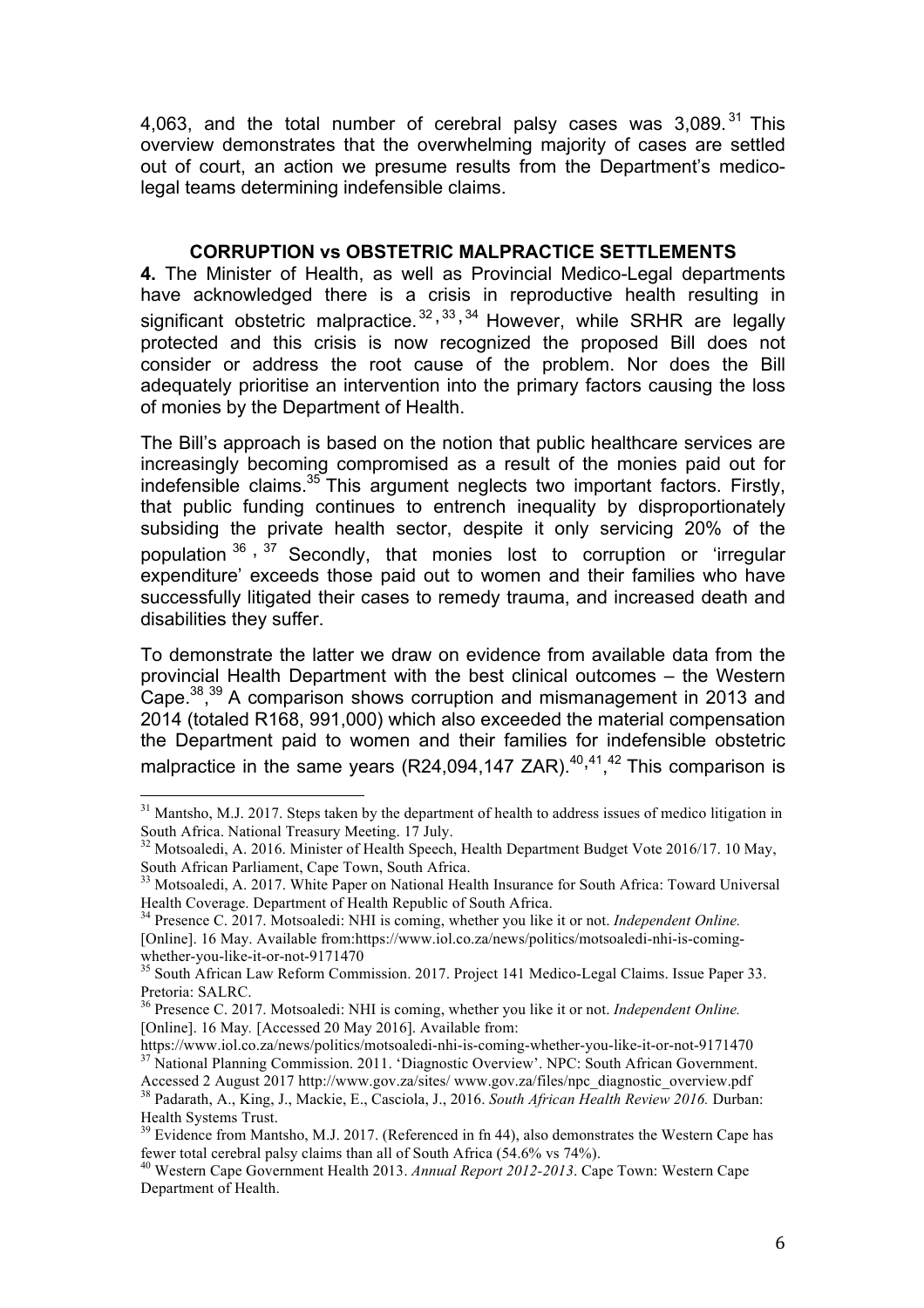4,063, and the total number of cerebral palsy cases was 3,089.[31] This overview demonstrates that the overwhelming majority of cases are settled out of court, an action we presume results from the Department's medico-legal teams determining indefensible claims.

## CORRUPTION vs OBSTETRIC MALPRACTICE SETTLEMENTS

**4.** The Minister of Health, as well as Provincial Medico-Legal departments have acknowledged there is a crisis in reproductive health resulting in significant obstetric malpractice.[32,33,34] However, while SRHR are legally protected and this crisis is now recognized the proposed Bill does not consider or address the root cause of the problem. Nor does the Bill adequately prioritise an intervention into the primary factors causing the loss of monies by the Department of Health.

The Bill's approach is based on the notion that public healthcare services are increasingly becoming compromised as a result of the monies paid out for indefensible claims.[35] This argument neglects two important factors. Firstly, that public funding continues to entrench inequality by disproportionately subsiding the private health sector, despite it only servicing 20% of the population[36,37] Secondly, that monies lost to corruption or 'irregular expenditure' exceeds those paid out to women and their families who have successfully litigated their cases to remedy trauma, and increased death and disabilities they suffer.

To demonstrate the latter we draw on evidence from available data from the provincial Health Department with the best clinical outcomes – the Western Cape.[38,39] A comparison shows corruption and mismanagement in 2013 and 2014 (totaled R168, 991,000) which also exceeded the material compensation the Department paid to women and their families for indefensible obstetric malpractice in the same years (R24,094,147 ZAR).[40,41,42] This comparison is

---

[31] Mantsho, M.J. 2017. Steps taken by the department of health to address issues of medico litigation in South Africa. National Treasury Meeting. 17 July.

[32] Motsoaledi, A. 2016. Minister of Health Speech, Health Department Budget Vote 2016/17. 10 May, South African Parliament, Cape Town, South Africa.

[33] Motsoaledi, A. 2017. White Paper on National Health Insurance for South Africa: Toward Universal Health Coverage. Department of Health Republic of South Africa.

[34] Presence C. 2017. Motsoaledi: NHI is coming, whether you like it or not. *Independent Online.* [Online]. 16 May. Available from:https://www.iol.co.za/news/politics/motsoaledi-nhi-is-coming-whether-you-like-it-or-not-9171470

[35] South African Law Reform Commission. 2017. Project 141 Medico-Legal Claims. Issue Paper 33. Pretoria: SALRC.

[36] Presence C. 2017. Motsoaledi: NHI is coming, whether you like it or not. *Independent Online.* [Online]. 16 May. [Accessed 20 May 2016]. Available from: https://www.iol.co.za/news/politics/motsoaledi-nhi-is-coming-whether-you-like-it-or-not-9171470

[37] National Planning Commission. 2011. 'Diagnostic Overview'. NPC: South African Government. Accessed 2 August 2017 http://www.gov.za/sites/ www.gov.za/files/npc_diagnostic_overview.pdf

[38] Padarath, A., King, J., Mackie, E., Casciola, J., 2016. *South African Health Review 2016.* Durban: Health Systems Trust.

[39] Evidence from Mantsho, M.J. 2017. (Referenced in fn 44), also demonstrates the Western Cape has fewer total cerebral palsy claims than all of South Africa (54.6% vs 74%).

[40] Western Cape Government Health 2013. *Annual Report 2012-2013*. Cape Town: Western Cape Department of Health.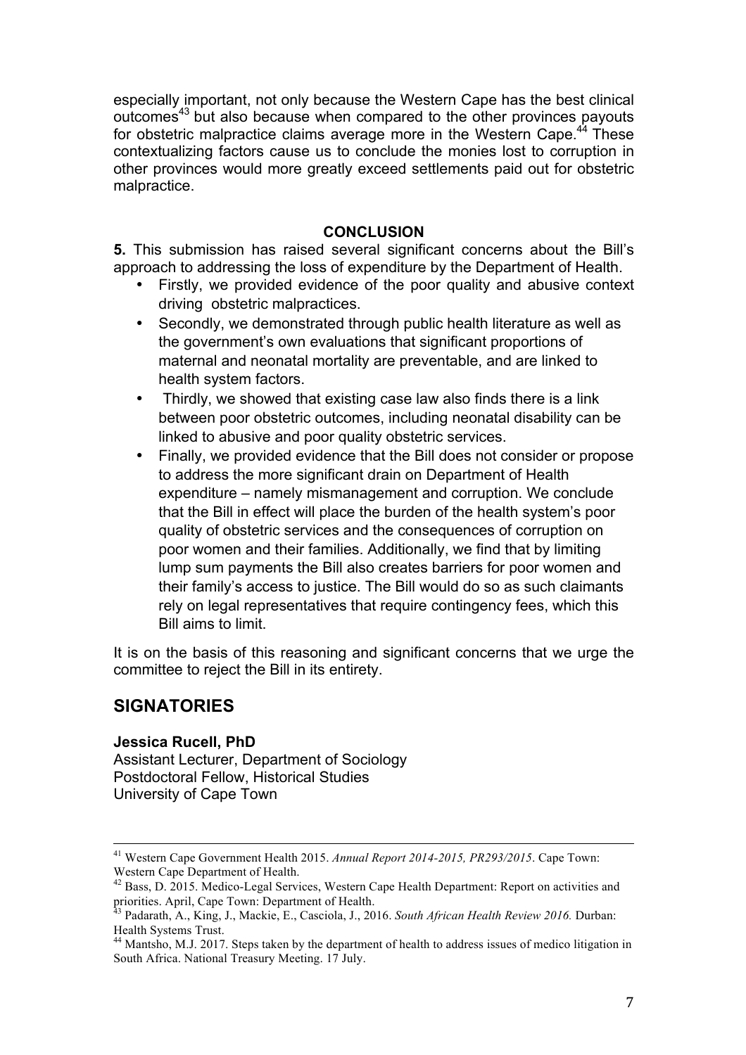especially important, not only because the Western Cape has the best clinical outcomes[43] but also because when compared to the other provinces payouts for obstetric malpractice claims average more in the Western Cape.[44] These contextualizing factors cause us to conclude the monies lost to corruption in other provinces would more greatly exceed settlements paid out for obstetric malpractice.

## CONCLUSION

**5.** This submission has raised several significant concerns about the Bill's approach to addressing the loss of expenditure by the Department of Health.

- Firstly, we provided evidence of the poor quality and abusive context driving obstetric malpractices.
- Secondly, we demonstrated through public health literature as well as the government's own evaluations that significant proportions of maternal and neonatal mortality are preventable, and are linked to health system factors.
- Thirdly, we showed that existing case law also finds there is a link between poor obstetric outcomes, including neonatal disability can be linked to abusive and poor quality obstetric services.
- Finally, we provided evidence that the Bill does not consider or propose to address the more significant drain on Department of Health expenditure – namely mismanagement and corruption. We conclude that the Bill in effect will place the burden of the health system's poor quality of obstetric services and the consequences of corruption on poor women and their families. Additionally, we find that by limiting lump sum payments the Bill also creates barriers for poor women and their family's access to justice. The Bill would do so as such claimants rely on legal representatives that require contingency fees, which this Bill aims to limit.

It is on the basis of this reasoning and significant concerns that we urge the committee to reject the Bill in its entirety.

## SIGNATORIES

**Jessica Rucell, PhD**
Assistant Lecturer, Department of Sociology
Postdoctoral Fellow, Historical Studies
University of Cape Town

---

[41] Western Cape Government Health 2015. *Annual Report 2014-2015, PR293/2015*. Cape Town: Western Cape Department of Health.

[42] Bass, D. 2015. Medico-Legal Services, Western Cape Health Department: Report on activities and priorities. April, Cape Town: Department of Health.

[43] Padarath, A., King, J., Mackie, E., Casciola, J., 2016. *South African Health Review 2016.* Durban: Health Systems Trust.

[44] Mantsho, M.J. 2017. Steps taken by the department of health to address issues of medico litigation in South Africa. National Treasury Meeting. 17 July.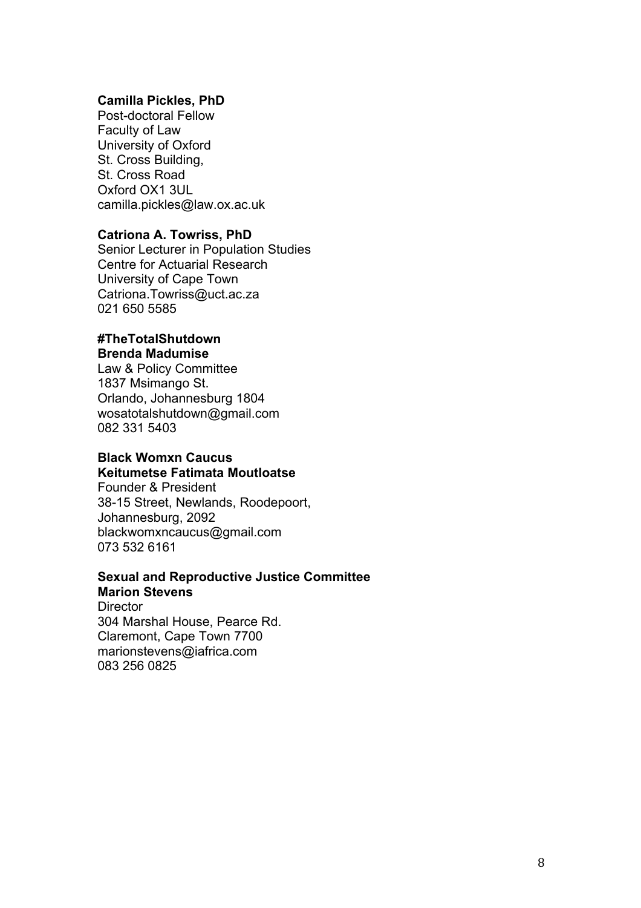**Camilla Pickles, PhD**
Post-doctoral Fellow
Faculty of Law
University of Oxford
St. Cross Building,
St. Cross Road
Oxford OX1 3UL
camilla.pickles@law.ox.ac.uk

**Catriona A. Towriss, PhD**
Senior Lecturer in Population Studies
Centre for Actuarial Research
University of Cape Town
Catriona.Towriss@uct.ac.za
021 650 5585

**#TheTotalShutdown**
**Brenda Madumise**
Law & Policy Committee
1837 Msimango St.
Orlando, Johannesburg 1804
wosatotalshutdown@gmail.com
082 331 5403

**Black Womxn Caucus**
**Keitumetse Fatimata Moutloatse**
Founder & President
38-15 Street, Newlands, Roodepoort,
Johannesburg, 2092
blackwomxncaucus@gmail.com
073 532 6161

**Sexual and Reproductive Justice Committee**
**Marion Stevens**
Director
304 Marshal House, Pearce Rd.
Claremont, Cape Town 7700
marionstevens@iafrica.com
083 256 0825